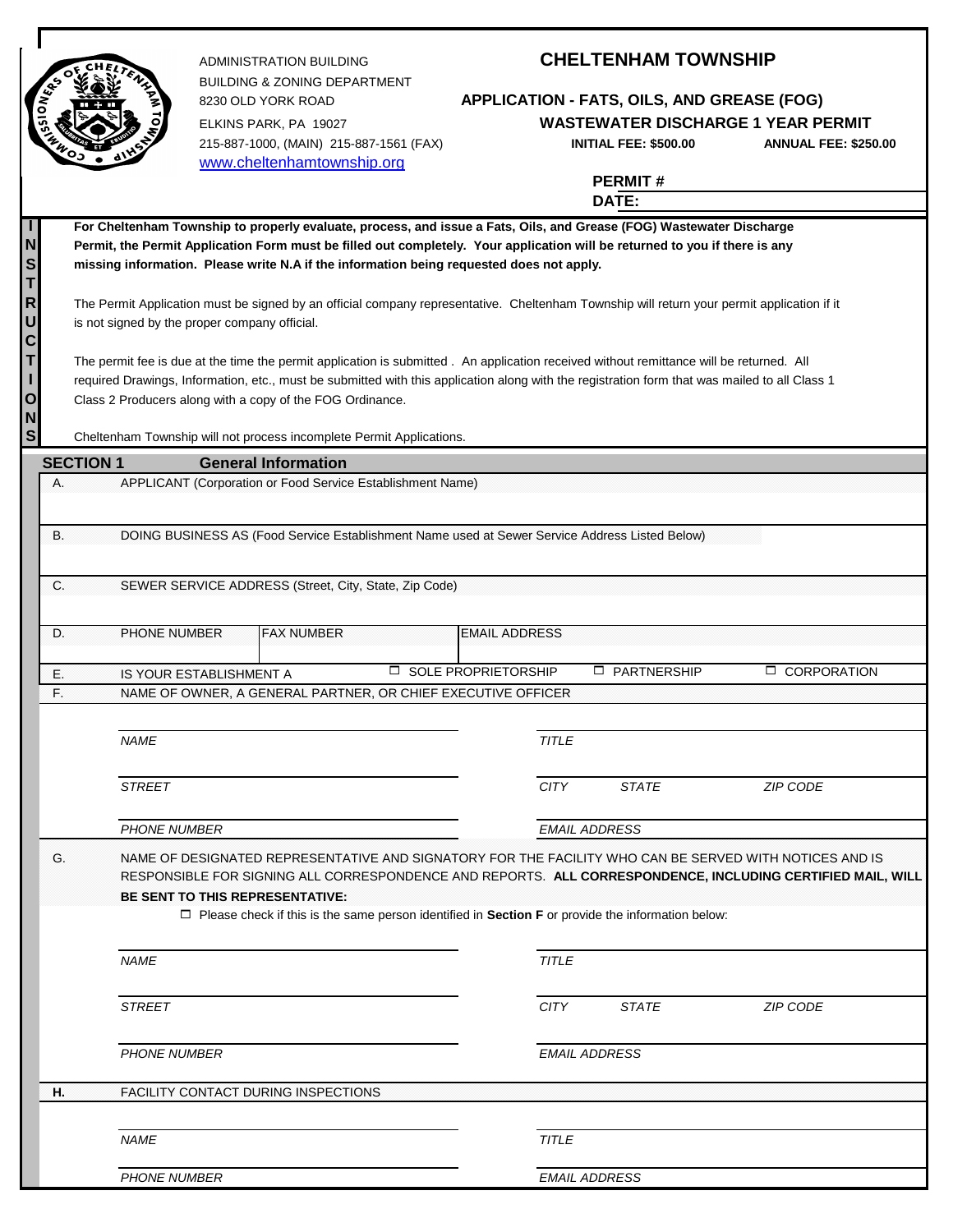ADMINISTRATION BUILDING
BUILDING & ZONING DEPARTMENT
8230 OLD YORK ROAD
ELKINS PARK, PA 19027
215-887-1000, (MAIN) 215-887-1561 (FAX)
www.cheltenhamtownship.org

# CHELTENHAM TOWNSHIP

## APPLICATION - FATS, OILS, AND GREASE (FOG) WASTEWATER DISCHARGE 1 YEAR PERMIT

**INITIAL FEE: $500.00** **ANNUAL FEE: $250.00**

**PERMIT #** ____________________

**DATE:** ____________________

## INSTRUCTIONS

**For Cheltenham Township to properly evaluate, process, and issue a Fats, Oils, and Grease (FOG) Wastewater Discharge Permit, the Permit Application Form must be filled out completely. Your application will be returned to you if there is any missing information. Please write N.A if the information being requested does not apply.**

The Permit Application must be signed by an official company representative. Cheltenham Township will return your permit application if it is not signed by the proper company official.

The permit fee is due at the time the permit application is submitted . An application received without remittance will be returned. All required Drawings, Information, etc., must be submitted with this application along with the registration form that was mailed to all Class 1 Class 2 Producers along with a copy of the FOG Ordinance.

Cheltenham Township will not process incomplete Permit Applications.

## SECTION 1 General Information

A. APPLICANT (Corporation or Food Service Establishment Name)

B. DOING BUSINESS AS (Food Service Establishment Name used at Sewer Service Address Listed Below)

C. SEWER SERVICE ADDRESS (Street, City, State, Zip Code)

D. PHONE NUMBER | FAX NUMBER | EMAIL ADDRESS

E. IS YOUR ESTABLISHMENT A ☐ SOLE PROPRIETORSHIP ☐ PARTNERSHIP ☐ CORPORATION

F. NAME OF OWNER, A GENERAL PARTNER, OR CHIEF EXECUTIVE OFFICER

*NAME* ____________________ *TITLE* ____________________

*STREET* ____________________ *CITY* *STATE* *ZIP CODE* ____________________

*PHONE NUMBER* ____________________ *EMAIL ADDRESS* ____________________

G. NAME OF DESIGNATED REPRESENTATIVE AND SIGNATORY FOR THE FACILITY WHO CAN BE SERVED WITH NOTICES AND IS RESPONSIBLE FOR SIGNING ALL CORRESPONDENCE AND REPORTS. **ALL CORRESPONDENCE, INCLUDING CERTIFIED MAIL, WILL BE SENT TO THIS REPRESENTATIVE:**

☐ Please check if this is the same person identified in **Section F** or provide the information below:

*NAME* ____________________ *TITLE* ____________________

*STREET* ____________________ *CITY* *STATE* *ZIP CODE* ____________________

*PHONE NUMBER* ____________________ *EMAIL ADDRESS* ____________________

**H.** FACILITY CONTACT DURING INSPECTIONS

*NAME* ____________________ *TITLE* ____________________

*PHONE NUMBER* ____________________ *EMAIL ADDRESS* ____________________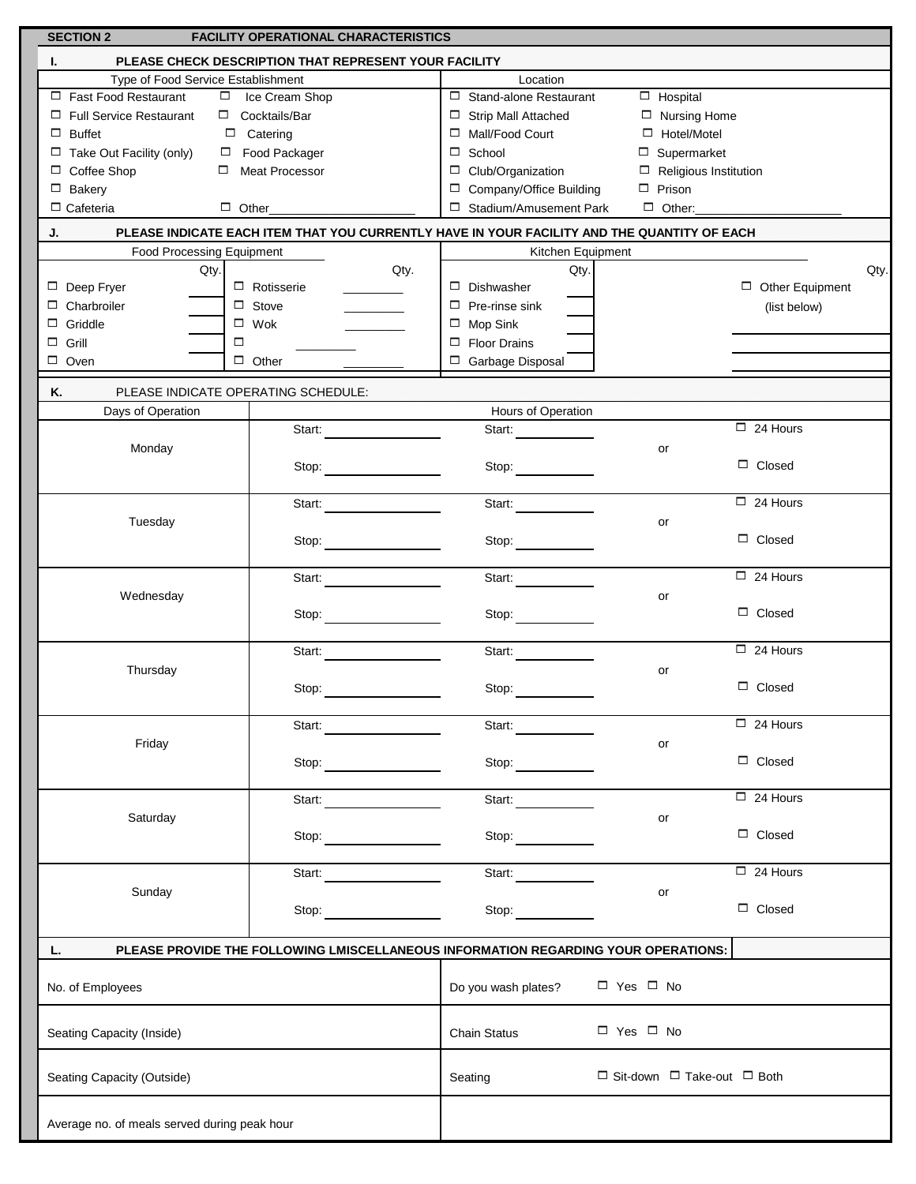## SECTION 2 FACILITY OPERATIONAL CHARACTERISTICS

### I. PLEASE CHECK DESCRIPTION THAT REPRESENT YOUR FACILITY

| Type of Food Service Establishment | | Location | |
|---|---|---|---|
| ☐ Fast Food Restaurant | ☐ Ice Cream Shop | ☐ Stand-alone Restaurant | ☐ Hospital |
| ☐ Full Service Restaurant | ☐ Cocktails/Bar | ☐ Strip Mall Attached | ☐ Nursing Home |
| ☐ Buffet | ☐ Catering | ☐ Mall/Food Court | ☐ Hotel/Motel |
| ☐ Take Out Facility (only) | ☐ Food Packager | ☐ School | ☐ Supermarket |
| ☐ Coffee Shop | ☐ Meat Processor | ☐ Club/Organization | ☐ Religious Institution |
| ☐ Bakery | | ☐ Company/Office Building | ☐ Prison |
| ☐ Cafeteria | ☐ Other____________________ | ☐ Stadium/Amusement Park | ☐ Other:____________________ |

### J. PLEASE INDICATE EACH ITEM THAT YOU CURRENTLY HAVE IN YOUR FACILITY AND THE QUANTITY OF EACH

| Food Processing Equipment | Qty. | | Qty. | Kitchen Equipment | Qty. | | Qty. |
|---|---|---|---|---|---|---|---|
| ☐ Deep Fryer | ____ | ☐ Rotisserie | ________ | ☐ Dishwasher | ____ | ☐ Other Equipment (list below) | |
| ☐ Charbroiler | ____ | ☐ Stove | ________ | ☐ Pre-rinse sink | ____ | | |
| ☐ Griddle | ____ | ☐ Wok | ________ | ☐ Mop Sink | ____ | ____________________ | |
| ☐ Grill | ____ | ☐ ________ | | ☐ Floor Drains | ____ | ____________________ | |
| ☐ Oven | ____ | ☐ Other | ________ | ☐ Garbage Disposal | ____ | ____________________ | |

### K. PLEASE INDICATE OPERATING SCHEDULE:

| Days of Operation | Hours of Operation | | | |
|---|---|---|---|---|
| Monday | Start: ________ Stop: ________ | Start: ________ Stop: ________ | or | ☐ 24 Hours ☐ Closed |
| Tuesday | Start: ________ Stop: ________ | Start: ________ Stop: ________ | or | ☐ 24 Hours ☐ Closed |
| Wednesday | Start: ________ Stop: ________ | Start: ________ Stop: ________ | or | ☐ 24 Hours ☐ Closed |
| Thursday | Start: ________ Stop: ________ | Start: ________ Stop: ________ | or | ☐ 24 Hours ☐ Closed |
| Friday | Start: ________ Stop: ________ | Start: ________ Stop: ________ | or | ☐ 24 Hours ☐ Closed |
| Saturday | Start: ________ Stop: ________ | Start: ________ Stop: ________ | or | ☐ 24 Hours ☐ Closed |
| Sunday | Start: ________ Stop: ________ | Start: ________ Stop: ________ | or | ☐ 24 Hours ☐ Closed |

### L. PLEASE PROVIDE THE FOLLOWING LMISCELLANEOUS INFORMATION REGARDING YOUR OPERATIONS:

| | |
|---|---|
| No. of Employees | Do you wash plates? ☐ Yes ☐ No |
| Seating Capacity (Inside) | Chain Status ☐ Yes ☐ No |
| Seating Capacity (Outside) | Seating ☐ Sit-down ☐ Take-out ☐ Both |
| Average no. of meals served during peak hour | |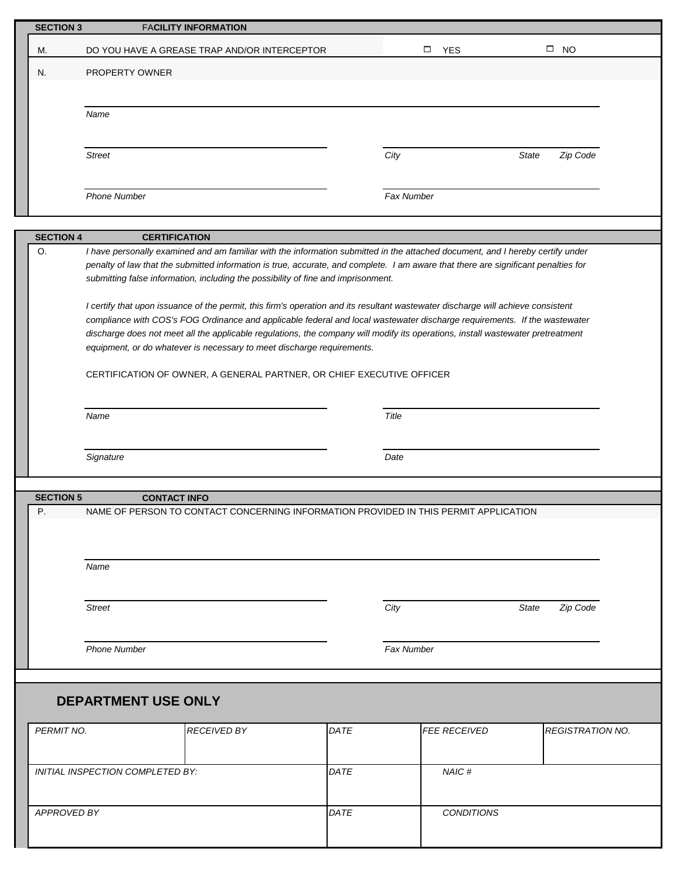## SECTION 3 FACILITY INFORMATION

M. DO YOU HAVE A GREASE TRAP AND/OR INTERCEPTOR ☐ YES ☐ NO

N. PROPERTY OWNER

*Name*

*Street* *City* *State* *Zip Code*

*Phone Number* *Fax Number*

## SECTION 4 CERTIFICATION

O. *I have personally examined and am familiar with the information submitted in the attached document, and I hereby certify under penalty of law that the submitted information is true, accurate, and complete. I am aware that there are significant penalties for submitting false information, including the possibility of fine and imprisonment.*

*I certify that upon issuance of the permit, this firm's operation and its resultant wastewater discharge will achieve consistent compliance with COS's FOG Ordinance and applicable federal and local wastewater discharge requirements. If the wastewater discharge does not meet all the applicable regulations, the company will modify its operations, install wastewater pretreatment equipment, or do whatever is necessary to meet discharge requirements.*

CERTIFICATION OF OWNER, A GENERAL PARTNER, OR CHIEF EXECUTIVE OFFICER

*Name* *Title*

*Signature* *Date*

## SECTION 5 CONTACT INFO

P. NAME OF PERSON TO CONTACT CONCERNING INFORMATION PROVIDED IN THIS PERMIT APPLICATION

*Name*

*Street* *City* *State* *Zip Code*

*Phone Number* *Fax Number*

## DEPARTMENT USE ONLY

| | | | | |
|---|---|---|---|---|
| *PERMIT NO.* | *RECEIVED BY* | *DATE* | *FEE RECEIVED* | *REGISTRATION NO.* |
| *INITIAL INSPECTION COMPLETED BY:* | | *DATE* | *NAIC #* | |
| *APPROVED BY* | | *DATE* | *CONDITIONS* | |